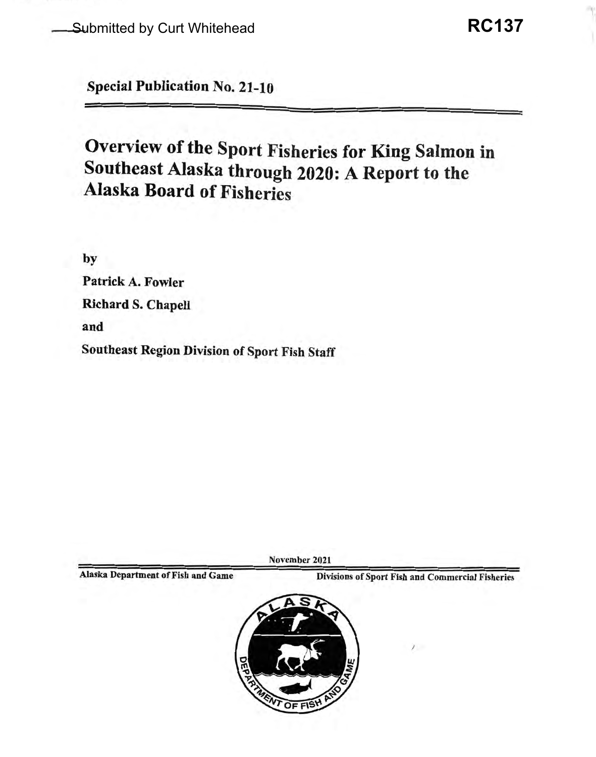Submitted by Curt Whitehead

**RC137**

**Special Publication No. 21-10**

# Overview of the Sport Fisheries for King Salmon in Southeast Alaska through 2020: A Report to the Alaska Board of Fisheries

by

**Patrick A. Fowler**

**Richard S. Chapell**

and

**Southeast Region Division of Sport Fish Staff**

November 2021

**Alaska Department of Fish and Game** | **Divisions of Sport Fish and Commercial Fisheries**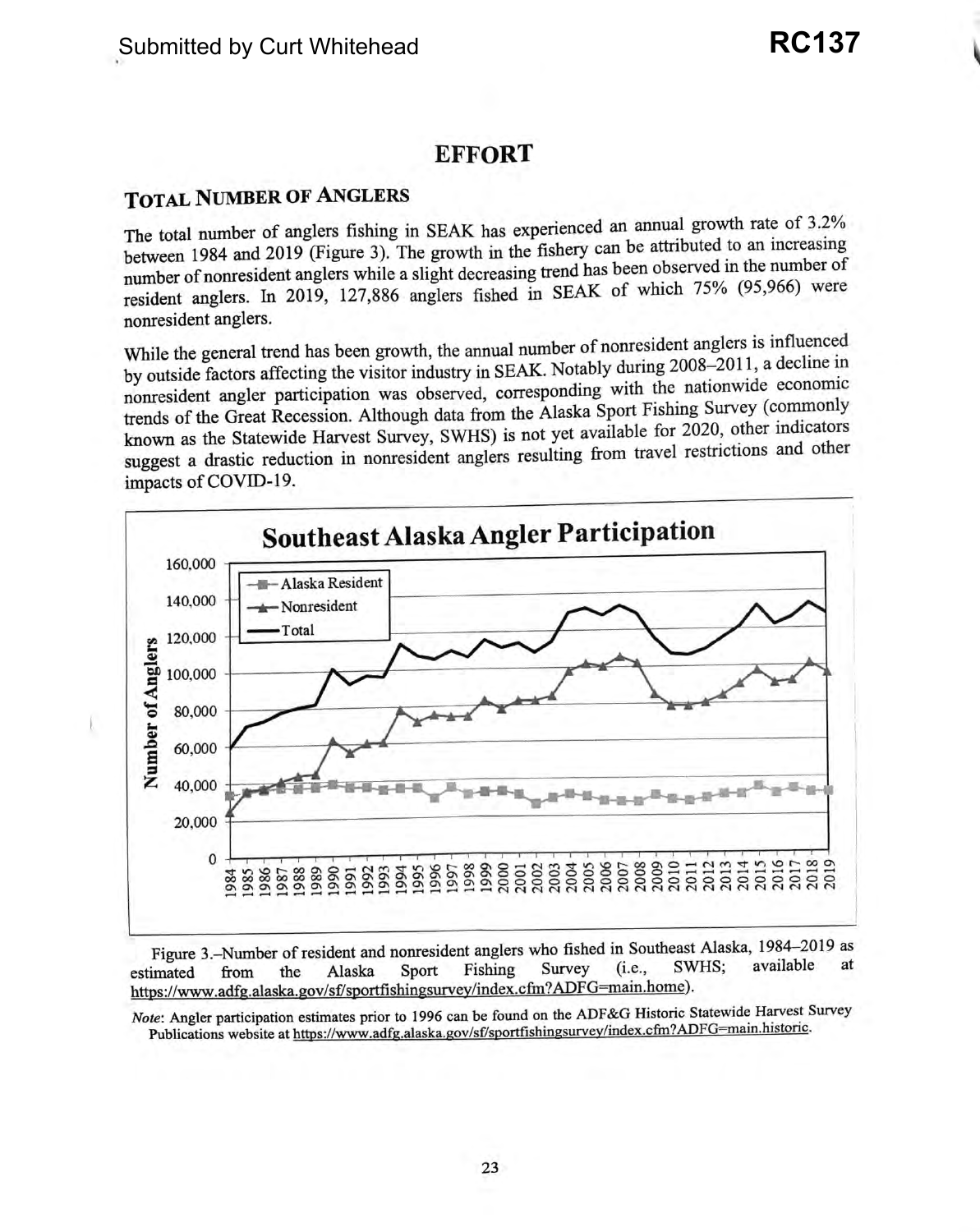## EFFORT

### TOTAL NUMBER OF ANGLERS

The total number of anglers fishing in SEAK has experienced an annual growth rate of 3.2% between 1984 and 2019 (Figure 3). The growth in the fishery can be attributed to an increasing number of nonresident anglers while a slight decreasing trend has been observed in the number of resident anglers. In 2019, 127,886 anglers fished in SEAK of which 75% (95,966) were nonresident anglers.

While the general trend has been growth, the annual number of nonresident anglers is influenced by outside factors affecting the visitor industry in SEAK. Notably during 2008–2011, a decline in nonresident angler participation was observed, corresponding with the nationwide economic trends of the Great Recession. Although data from the Alaska Sport Fishing Survey (commonly known as the Statewide Harvest Survey, SWHS) is not yet available for 2020, other indicators suggest a drastic reduction in nonresident anglers resulting from travel restrictions and other impacts of COVID-19.

Figure 3.–Number of resident and nonresident anglers who fished in Southeast Alaska, 1984–2019 as estimated from the Alaska Sport Fishing Survey (i.e., SWHS; available at https://www.adfg.alaska.gov/sf/sportfishingsurvey/index.cfm?ADFG=main.home).

*Note*: Angler participation estimates prior to 1996 can be found on the ADF&G Historic Statewide Harvest Survey Publications website at https://www.adfg.alaska.gov/sf/sportfishingsurvey/index.cfm?ADFG=main.historic.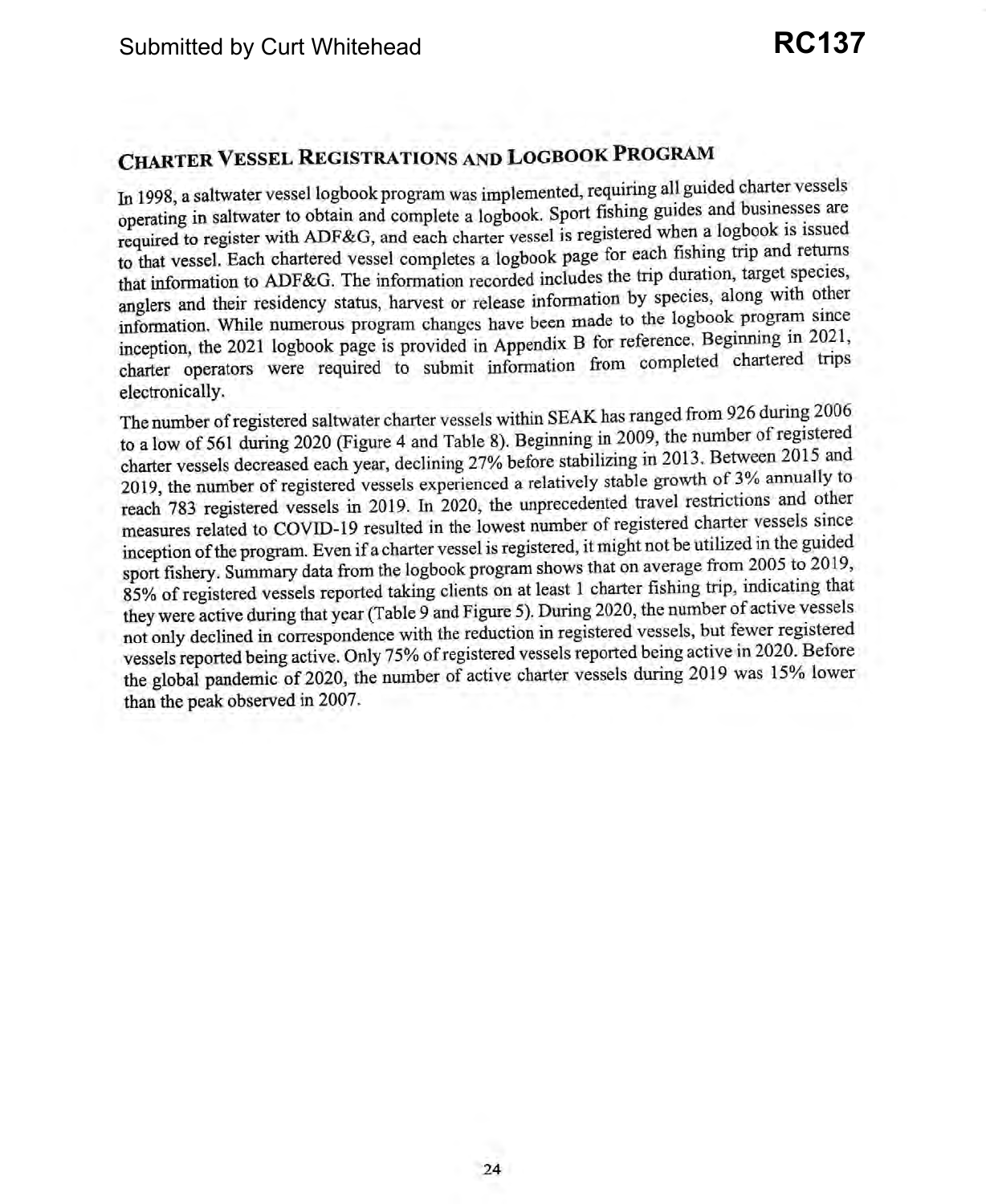Submitted by Curt Whitehead

**RC137**

## Charter Vessel Registrations and Logbook Program

In 1998, a saltwater vessel logbook program was implemented, requiring all guided charter vessels operating in saltwater to obtain and complete a logbook. Sport fishing guides and businesses are required to register with ADF&G, and each charter vessel is registered when a logbook is issued to that vessel. Each chartered vessel completes a logbook page for each fishing trip and returns that information to ADF&G. The information recorded includes the trip duration, target species, anglers and their residency status, harvest or release information by species, along with other information. While numerous program changes have been made to the logbook program since inception, the 2021 logbook page is provided in Appendix B for reference. Beginning in 2021, charter operators were required to submit information from completed chartered trips electronically.

The number of registered saltwater charter vessels within SEAK has ranged from 926 during 2006 to a low of 561 during 2020 (Figure 4 and Table 8). Beginning in 2009, the number of registered charter vessels decreased each year, declining 27% before stabilizing in 2013. Between 2015 and 2019, the number of registered vessels experienced a relatively stable growth of 3% annually to reach 783 registered vessels in 2019. In 2020, the unprecedented travel restrictions and other measures related to COVID-19 resulted in the lowest number of registered charter vessels since inception of the program. Even if a charter vessel is registered, it might not be utilized in the guided sport fishery. Summary data from the logbook program shows that on average from 2005 to 2019, 85% of registered vessels reported taking clients on at least 1 charter fishing trip, indicating that they were active during that year (Table 9 and Figure 5). During 2020, the number of active vessels not only declined in correspondence with the reduction in registered vessels, but fewer registered vessels reported being active. Only 75% of registered vessels reported being active in 2020. Before the global pandemic of 2020, the number of active charter vessels during 2019 was 15% lower than the peak observed in 2007.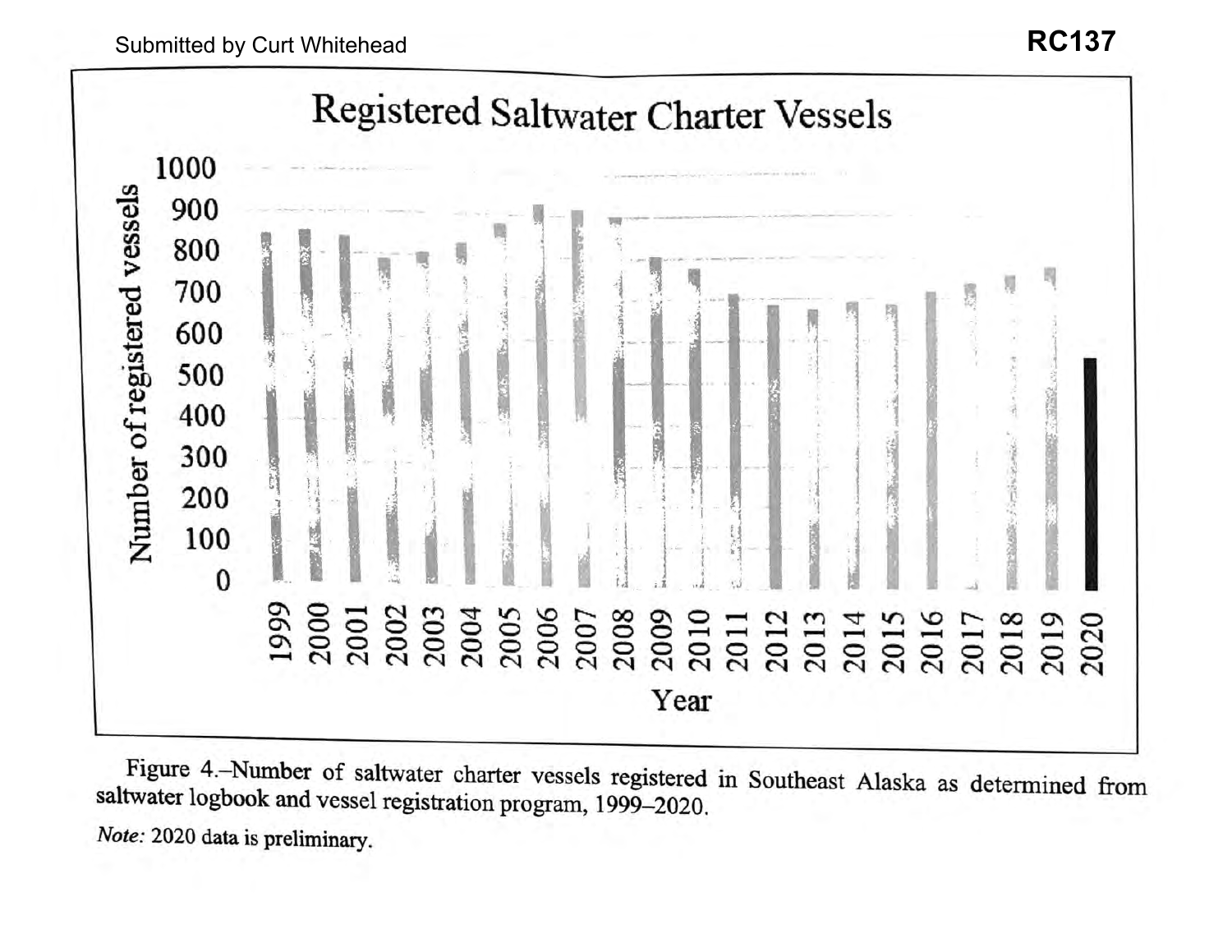Submitted by Curt Whitehead

**RC137**

## Registered Saltwater Charter Vessels

Number of registered vessels

Year

Figure 4.–Number of saltwater charter vessels registered in Southeast Alaska as determined from saltwater logbook and vessel registration program, 1999–2020.

*Note:* 2020 data is preliminary.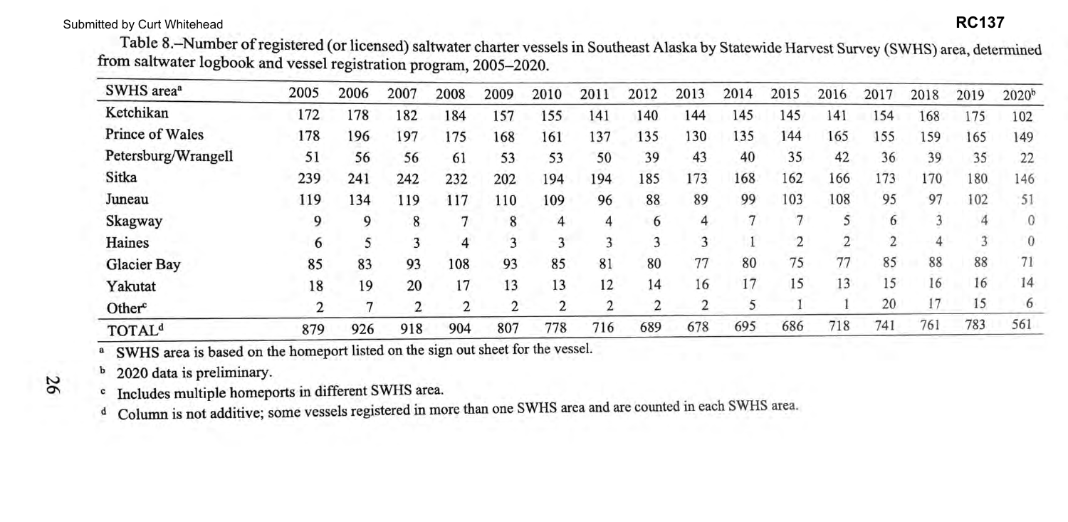Submitted by Curt Whitehead

**RC137**

Table 8.–Number of registered (or licensed) saltwater charter vessels in Southeast Alaska by Statewide Harvest Survey (SWHS) area, determined from saltwater logbook and vessel registration program, 2005–2020.

| SWHS area[a] | 2005 | 2006 | 2007 | 2008 | 2009 | 2010 | 2011 | 2012 | 2013 | 2014 | 2015 | 2016 | 2017 | 2018 | 2019 | 2020[b] |
|---|---|---|---|---|---|---|---|---|---|---|---|---|---|---|---|---|
| Ketchikan | 172 | 178 | 182 | 184 | 157 | 155 | 141 | 140 | 144 | 145 | 145 | 141 | 154 | 168 | 175 | 102 |
| Prince of Wales | 178 | 196 | 197 | 175 | 168 | 161 | 137 | 135 | 130 | 135 | 144 | 165 | 155 | 159 | 165 | 149 |
| Petersburg/Wrangell | 51 | 56 | 56 | 61 | 53 | 53 | 50 | 39 | 43 | 40 | 35 | 42 | 36 | 39 | 35 | 22 |
| Sitka | 239 | 241 | 242 | 232 | 202 | 194 | 194 | 185 | 173 | 168 | 162 | 166 | 173 | 170 | 180 | 146 |
| Juneau | 119 | 134 | 119 | 117 | 110 | 109 | 96 | 88 | 89 | 99 | 103 | 108 | 95 | 97 | 102 | 51 |
| Skagway | 9 | 9 | 8 | 7 | 8 | 4 | 4 | 6 | 4 | 7 | 7 | 5 | 6 | 3 | 4 | 0 |
| Haines | 6 | 5 | 3 | 4 | 3 | 3 | 3 | 3 | 3 | 1 | 2 | 2 | 2 | 4 | 3 | 0 |
| Glacier Bay | 85 | 83 | 93 | 108 | 93 | 85 | 81 | 80 | 77 | 80 | 75 | 77 | 85 | 88 | 88 | 71 |
| Yakutat | 18 | 19 | 20 | 17 | 13 | 13 | 12 | 14 | 16 | 17 | 15 | 13 | 15 | 16 | 16 | 14 |
| Other[c] | 2 | 7 | 2 | 2 | 2 | 2 | 2 | 2 | 2 | 5 | 1 | 1 | 20 | 17 | 15 | 6 |
| TOTAL[d] | 879 | 926 | 918 | 904 | 807 | 778 | 716 | 689 | 678 | 695 | 686 | 718 | 741 | 761 | 783 | 561 |

[a] SWHS area is based on the homeport listed on the sign out sheet for the vessel.

[b] 2020 data is preliminary.

[c] Includes multiple homeports in different SWHS area.

[d] Column is not additive; some vessels registered in more than one SWHS area and are counted in each SWHS area.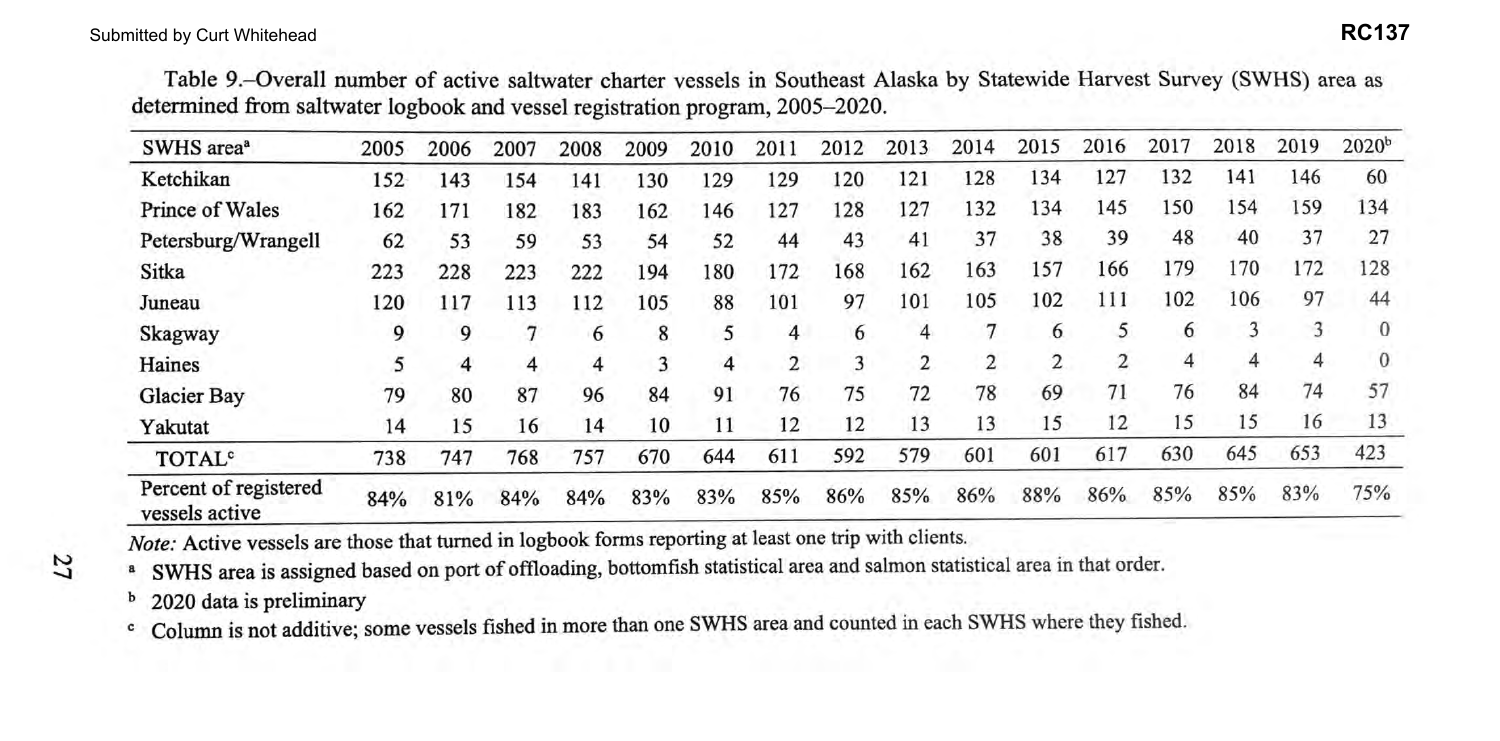Submitted by Curt Whitehead

**RC137**

Table 9.–Overall number of active saltwater charter vessels in Southeast Alaska by Statewide Harvest Survey (SWHS) area as determined from saltwater logbook and vessel registration program, 2005–2020.

| SWHS area[a] | 2005 | 2006 | 2007 | 2008 | 2009 | 2010 | 2011 | 2012 | 2013 | 2014 | 2015 | 2016 | 2017 | 2018 | 2019 | 2020[b] |
|---|---|---|---|---|---|---|---|---|---|---|---|---|---|---|---|---|
| Ketchikan | 152 | 143 | 154 | 141 | 130 | 129 | 129 | 120 | 121 | 128 | 134 | 127 | 132 | 141 | 146 | 60 |
| Prince of Wales | 162 | 171 | 182 | 183 | 162 | 146 | 127 | 128 | 127 | 132 | 134 | 145 | 150 | 154 | 159 | 134 |
| Petersburg/Wrangell | 62 | 53 | 59 | 53 | 54 | 52 | 44 | 43 | 41 | 37 | 38 | 39 | 48 | 40 | 37 | 27 |
| Sitka | 223 | 228 | 223 | 222 | 194 | 180 | 172 | 168 | 162 | 163 | 157 | 166 | 179 | 170 | 172 | 128 |
| Juneau | 120 | 117 | 113 | 112 | 105 | 88 | 101 | 97 | 101 | 105 | 102 | 111 | 102 | 106 | 97 | 44 |
| Skagway | 9 | 9 | 7 | 6 | 8 | 5 | 4 | 6 | 4 | 7 | 6 | 5 | 6 | 3 | 3 | 0 |
| Haines | 5 | 4 | 4 | 4 | 3 | 4 | 2 | 3 | 2 | 2 | 2 | 2 | 4 | 4 | 4 | 0 |
| Glacier Bay | 79 | 80 | 87 | 96 | 84 | 91 | 76 | 75 | 72 | 78 | 69 | 71 | 76 | 84 | 74 | 57 |
| Yakutat | 14 | 15 | 16 | 14 | 10 | 11 | 12 | 12 | 13 | 13 | 15 | 12 | 15 | 15 | 16 | 13 |
| TOTAL[c] | 738 | 747 | 768 | 757 | 670 | 644 | 611 | 592 | 579 | 601 | 601 | 617 | 630 | 645 | 653 | 423 |
| Percent of registered vessels active | 84% | 81% | 84% | 84% | 83% | 83% | 85% | 86% | 85% | 86% | 88% | 86% | 85% | 85% | 83% | 75% |

*Note:* Active vessels are those that turned in logbook forms reporting at least one trip with clients.

[a] SWHS area is assigned based on port of offloading, bottomfish statistical area and salmon statistical area in that order.

[b] 2020 data is preliminary

[c] Column is not additive; some vessels fished in more than one SWHS area and counted in each SWHS where they fished.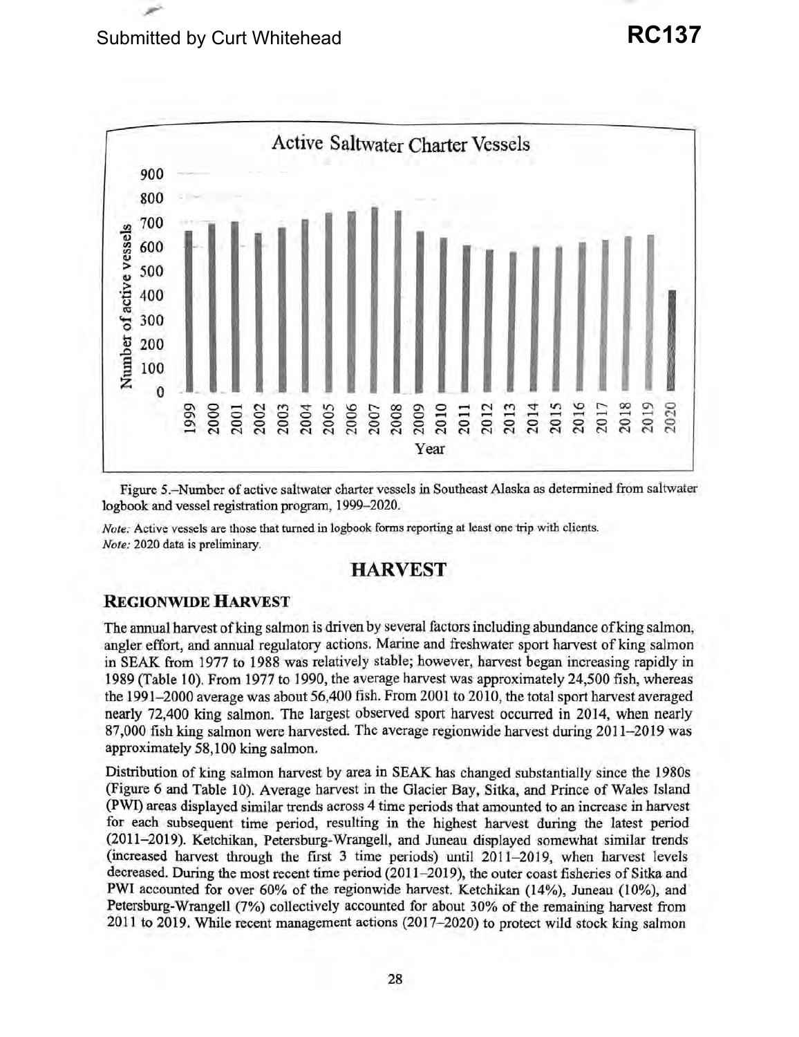Submitted by Curt Whitehead

**RC137**

Active Saltwater Charter Vessels

Number of active vessels

900
800
700
600
500
400
300
200
100
0

1999 2000 2001 2002 2003 2004 2005 2006 2007 2008 2009 2010 2011 2012 2013 2014 2015 2016 2017 2018 2019 2020

Year

Figure 5.–Number of active saltwater charter vessels in Southeast Alaska as determined from saltwater logbook and vessel registration program, 1999–2020.

*Note:* Active vessels are those that turned in logbook forms reporting at least one trip with clients.
*Note:* 2020 data is preliminary.

## HARVEST

### REGIONWIDE HARVEST

The annual harvest of king salmon is driven by several factors including abundance of king salmon, angler effort, and annual regulatory actions. Marine and freshwater sport harvest of king salmon in SEAK from 1977 to 1988 was relatively stable; however, harvest began increasing rapidly in 1989 (Table 10). From 1977 to 1990, the average harvest was approximately 24,500 fish, whereas the 1991–2000 average was about 56,400 fish. From 2001 to 2010, the total sport harvest averaged nearly 72,400 king salmon. The largest observed sport harvest occurred in 2014, when nearly 87,000 fish king salmon were harvested. The average regionwide harvest during 2011–2019 was approximately 58,100 king salmon.

Distribution of king salmon harvest by area in SEAK has changed substantially since the 1980s (Figure 6 and Table 10). Average harvest in the Glacier Bay, Sitka, and Prince of Wales Island (PWI) areas displayed similar trends across 4 time periods that amounted to an increase in harvest for each subsequent time period, resulting in the highest harvest during the latest period (2011–2019). Ketchikan, Petersburg-Wrangell, and Juneau displayed somewhat similar trends (increased harvest through the first 3 time periods) until 2011–2019, when harvest levels decreased. During the most recent time period (2011–2019), the outer coast fisheries of Sitka and PWI accounted for over 60% of the regionwide harvest. Ketchikan (14%), Juneau (10%), and Petersburg-Wrangell (7%) collectively accounted for about 30% of the remaining harvest from 2011 to 2019. While recent management actions (2017–2020) to protect wild stock king salmon